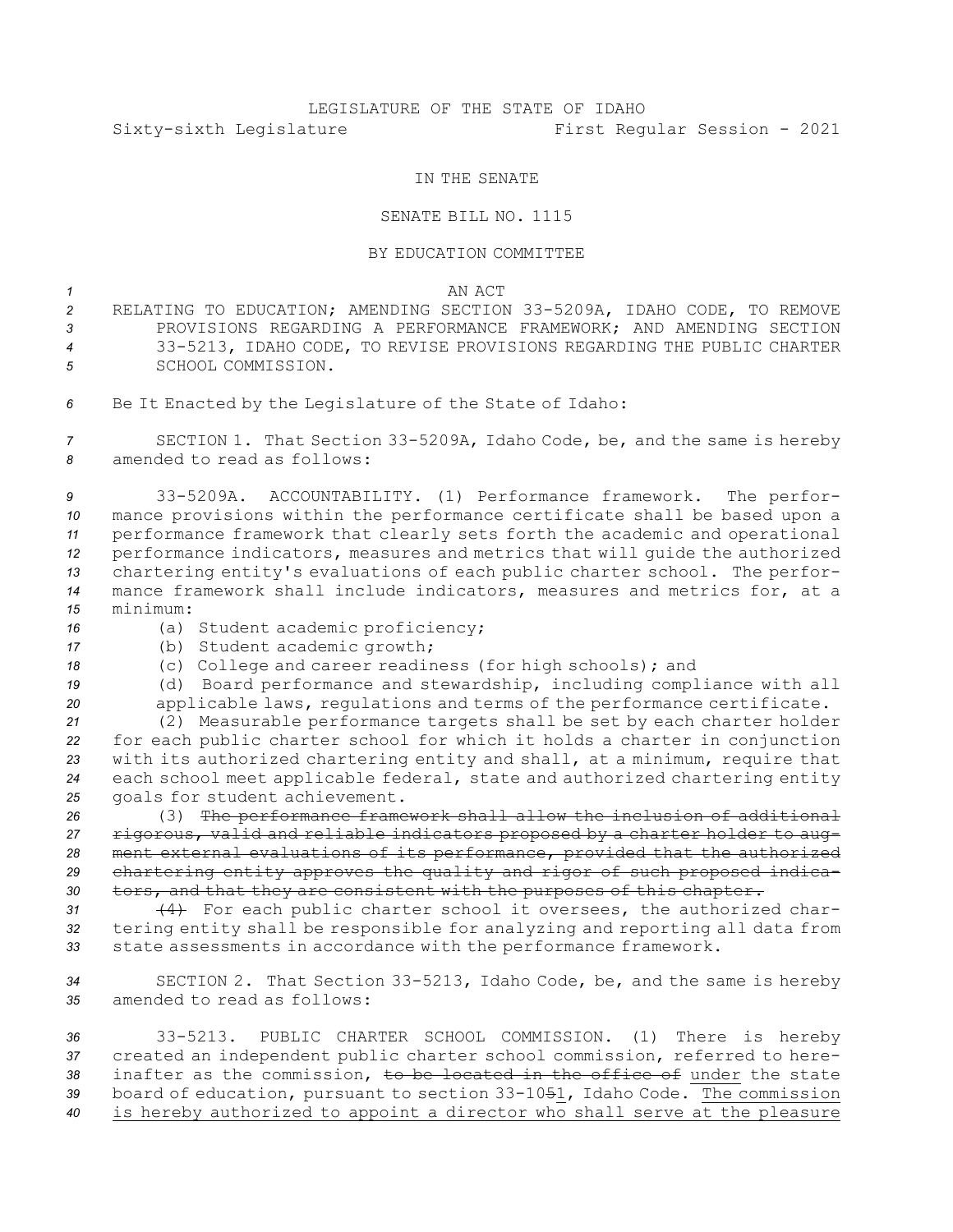LEGISLATURE OF THE STATE OF IDAHO

Sixty-sixth Legislature First Regular Session - 2021

IN THE SENATE

SENATE BILL NO. 1115

BY EDUCATION COMMITTEE

AN ACT

RELATING TO EDUCATION; AMENDING SECTION 33-5209A, IDAHO CODE, TO REMOVE PROVISIONS REGARDING A PERFORMANCE FRAMEWORK; AND AMENDING SECTION 33-5213, IDAHO CODE, TO REVISE PROVISIONS REGARDING THE PUBLIC CHARTER SCHOOL COMMISSION.

Be It Enacted by the Legislature of the State of Idaho:

SECTION 1. That Section 33-5209A, Idaho Code, be, and the same is hereby amended to read as follows:

33-5209A. ACCOUNTABILITY. (1) Performance framework. The performance provisions within the performance certificate shall be based upon a performance framework that clearly sets forth the academic and operational performance indicators, measures and metrics that will guide the authorized chartering entity's evaluations of each public charter school. The performance framework shall include indicators, measures and metrics for, at a minimum:

(a) Student academic proficiency;

(b) Student academic growth;

(c) College and career readiness (for high schools); and

(d) Board performance and stewardship, including compliance with all applicable laws, regulations and terms of the performance certificate.

(2) Measurable performance targets shall be set by each charter holder for each public charter school for which it holds a charter in conjunction with its authorized chartering entity and shall, at a minimum, require that each school meet applicable federal, state and authorized chartering entity goals for student achievement.

(3) ~~The performance framework shall allow the inclusion of additional rigorous, valid and reliable indicators proposed by a charter holder to augment external evaluations of its performance, provided that the authorized chartering entity approves the quality and rigor of such proposed indicators, and that they are consistent with the purposes of this chapter.~~

~~(4)~~ For each public charter school it oversees, the authorized chartering entity shall be responsible for analyzing and reporting all data from state assessments in accordance with the performance framework.

SECTION 2. That Section 33-5213, Idaho Code, be, and the same is hereby amended to read as follows:

33-5213. PUBLIC CHARTER SCHOOL COMMISSION. (1) There is hereby created an independent public charter school commission, referred to hereinafter as the commission, ~~to be located in the office of~~ <u>under</u> the state board of education, pursuant to section 33-105~~5~~<u>1</u>, Idaho Code. <u>The commission is hereby authorized to appoint a director who shall serve at the pleasure</u>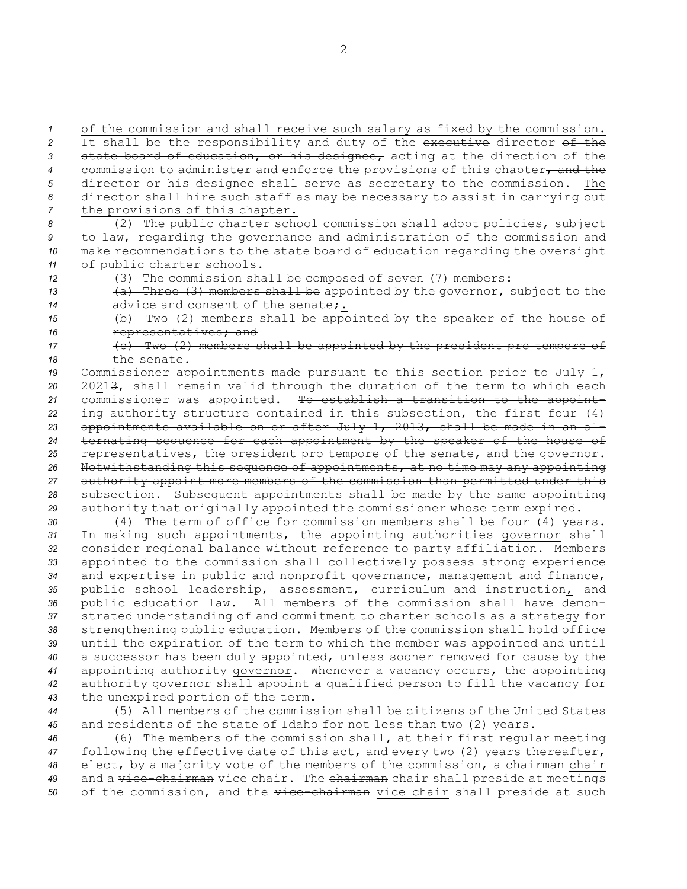<u>of the commission and shall receive such salary as fixed by the commission.</u> It shall be the responsibility and duty of the ~~executive~~ director ~~of the state board of education, or his designee,~~ acting at the direction of the commission to administer and enforce the provisions of this chapter~~, and the director or his designee shall serve as secretary to the commission~~. <u>The director shall hire such staff as may be necessary to assist in carrying out the provisions of this chapter.</u>

(2) The public charter school commission shall adopt policies, subject to law, regarding the governance and administration of the commission and make recommendations to the state board of education regarding the oversight of public charter schools.

(3) The commission shall be composed of seven (7) members~~:~~

~~(a) Three (3) members shall be~~ appointed by the governor, subject to the advice and consent of the senate~~;~~<u>.</u>

~~(b) Two (2) members shall be appointed by the speaker of the house of representatives; and~~

~~(c) Two (2) members shall be appointed by the president pro tempore of the senate.~~

Commissioner appointments made pursuant to this section prior to July 1, 20<u>21</u>~~3~~, shall remain valid through the duration of the term to which each commissioner was appointed. ~~To establish a transition to the appointing authority structure contained in this subsection, the first four (4) appointments available on or after July 1, 2013, shall be made in an alternating sequence for each appointment by the speaker of the house of representatives, the president pro tempore of the senate, and the governor. Notwithstanding this sequence of appointments, at no time may any appointing authority appoint more members of the commission than permitted under this subsection. Subsequent appointments shall be made by the same appointing authority that originally appointed the commissioner whose term expired.~~

(4) The term of office for commission members shall be four (4) years. In making such appointments, the ~~appointing authorities~~ <u>governor</u> shall consider regional balance <u>without reference to party affiliation</u>. Members appointed to the commission shall collectively possess strong experience and expertise in public and nonprofit governance, management and finance, public school leadership, assessment, curriculum and instruction<u>,</u> and public education law. All members of the commission shall have demonstrated understanding of and commitment to charter schools as a strategy for strengthening public education. Members of the commission shall hold office until the expiration of the term to which the member was appointed and until a successor has been duly appointed, unless sooner removed for cause by the ~~appointing authority~~ <u>governor</u>. Whenever a vacancy occurs, the ~~appointing authority~~ <u>governor</u> shall appoint a qualified person to fill the vacancy for the unexpired portion of the term.

(5) All members of the commission shall be citizens of the United States and residents of the state of Idaho for not less than two (2) years.

(6) The members of the commission shall, at their first regular meeting following the effective date of this act, and every two (2) years thereafter, elect, by a majority vote of the members of the commission, a ~~chairman~~ <u>chair</u> and a ~~vice-chairman~~ <u>vice chair</u>. The ~~chairman~~ <u>chair</u> shall preside at meetings of the commission, and the ~~vice-chairman~~ <u>vice chair</u> shall preside at such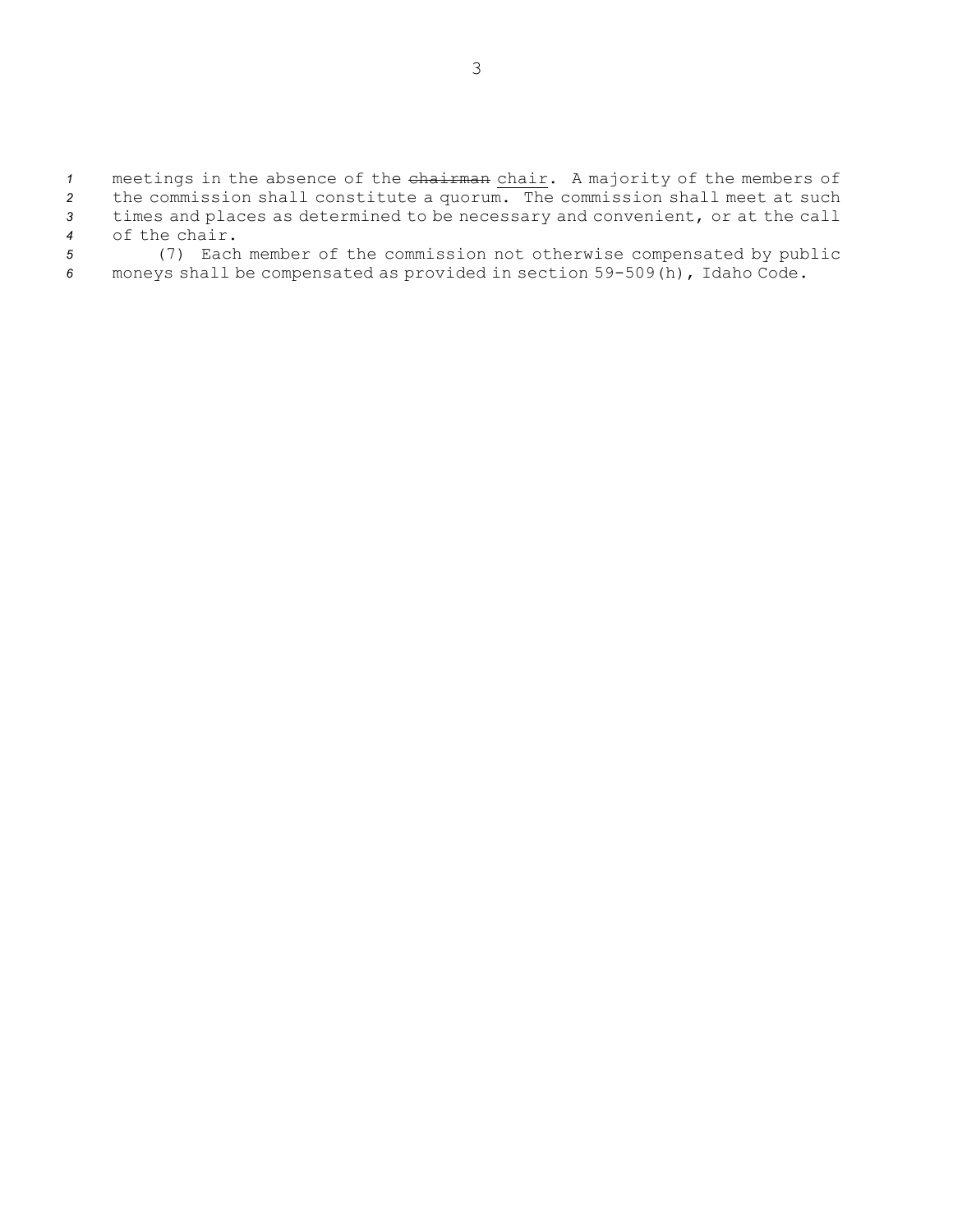meetings in the absence of the ~~chairman~~ chair. A majority of the members of the commission shall constitute a quorum. The commission shall meet at such times and places as determined to be necessary and convenient, or at the call of the chair.

(7) Each member of the commission not otherwise compensated by public moneys shall be compensated as provided in section 59-509(h), Idaho Code.